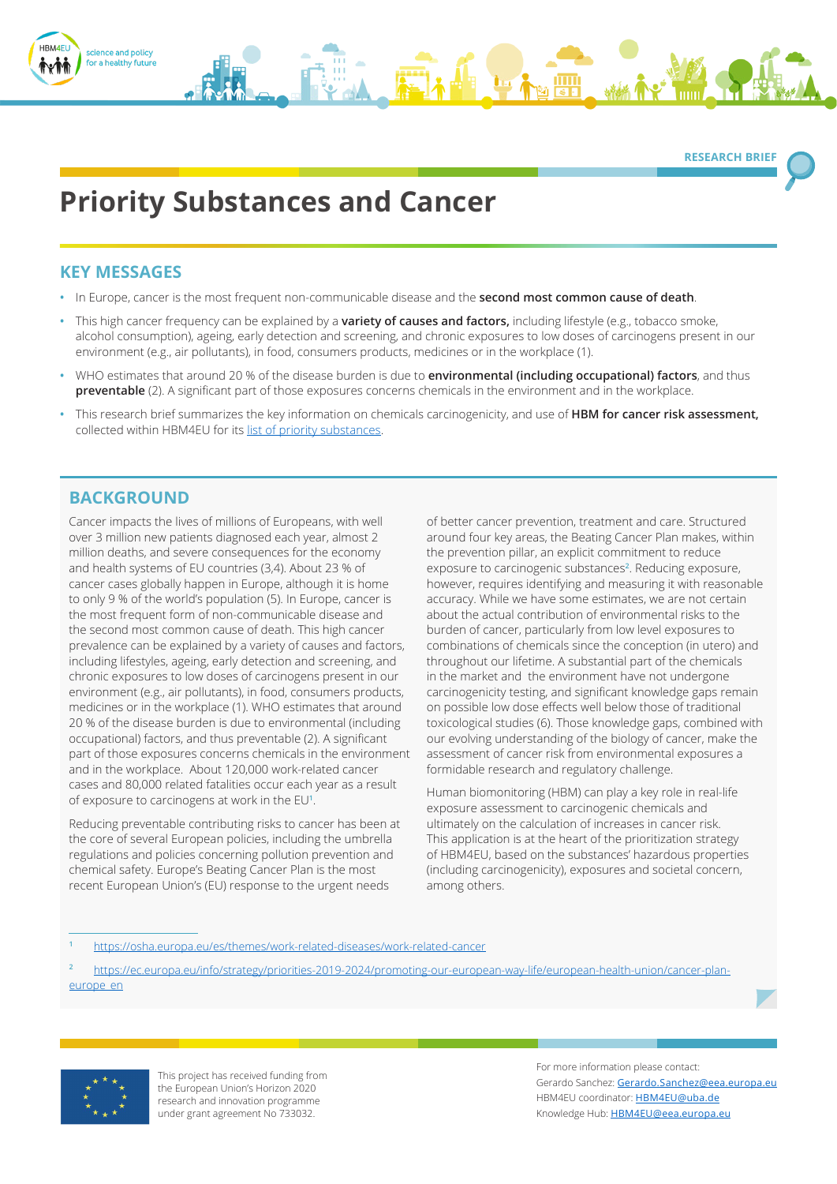RESEARCH BRIEF

# Priority Substances and Cancer

## KEY MESSAGES

- In Europe, cancer is the most frequent non-communicable disease and the **second most common cause of death**.
- This high cancer frequency can be explained by a **variety of causes and factors,** including lifestyle (e.g., tobacco smoke, alcohol consumption), ageing, early detection and screening, and chronic exposures to low doses of carcinogens present in our environment (e.g., air pollutants), in food, consumers products, medicines or in the workplace (1).
- WHO estimates that around 20 % of the disease burden is due to **environmental (including occupational) factors**, and thus **preventable** (2). A significant part of those exposures concerns chemicals in the environment and in the workplace.
- This research brief summarizes the key information on chemicals carcinogenicity, and use of **HBM for cancer risk assessment,** collected within HBM4EU for its list of priority substances.

## BACKGROUND

Cancer impacts the lives of millions of Europeans, with well over 3 million new patients diagnosed each year, almost 2 million deaths, and severe consequences for the economy and health systems of EU countries (3,4). About 23 % of cancer cases globally happen in Europe, although it is home to only 9 % of the world's population (5). In Europe, cancer is the most frequent form of non-communicable disease and the second most common cause of death. This high cancer prevalence can be explained by a variety of causes and factors, including lifestyles, ageing, early detection and screening, and chronic exposures to low doses of carcinogens present in our environment (e.g., air pollutants), in food, consumers products, medicines or in the workplace (1). WHO estimates that around 20 % of the disease burden is due to environmental (including occupational) factors, and thus preventable (2). A significant part of those exposures concerns chemicals in the environment and in the workplace. About 120,000 work-related cancer cases and 80,000 related fatalities occur each year as a result of exposure to carcinogens at work in the EU[1].

Reducing preventable contributing risks to cancer has been at the core of several European policies, including the umbrella regulations and policies concerning pollution prevention and chemical safety. Europe's Beating Cancer Plan is the most recent European Union's (EU) response to the urgent needs of better cancer prevention, treatment and care. Structured around four key areas, the Beating Cancer Plan makes, within the prevention pillar, an explicit commitment to reduce exposure to carcinogenic substances[2]. Reducing exposure, however, requires identifying and measuring it with reasonable accuracy. While we have some estimates, we are not certain about the actual contribution of environmental risks to the burden of cancer, particularly from low level exposures to combinations of chemicals since the conception (in utero) and throughout our lifetime. A substantial part of the chemicals in the market and the environment have not undergone carcinogenicity testing, and significant knowledge gaps remain on possible low dose effects well below those of traditional toxicological studies (6). Those knowledge gaps, combined with our evolving understanding of the biology of cancer, make the assessment of cancer risk from environmental exposures a formidable research and regulatory challenge.

Human biomonitoring (HBM) can play a key role in real-life exposure assessment to carcinogenic chemicals and ultimately on the calculation of increases in cancer risk. This application is at the heart of the prioritization strategy of HBM4EU, based on the substances' hazardous properties (including carcinogenicity), exposures and societal concern, among others.

[1] https://osha.europa.eu/es/themes/work-related-diseases/work-related-cancer

[2] https://ec.europa.eu/info/strategy/priorities-2019-2024/promoting-our-european-way-life/european-health-union/cancer-plan-europe_en

This project has received funding from the European Union's Horizon 2020 research and innovation programme under grant agreement No 733032.

For more information please contact:
Gerardo Sanchez: Gerardo.Sanchez@eea.europa.eu
HBM4EU coordinator: HBM4EU@uba.de
Knowledge Hub: HBM4EU@eea.europa.eu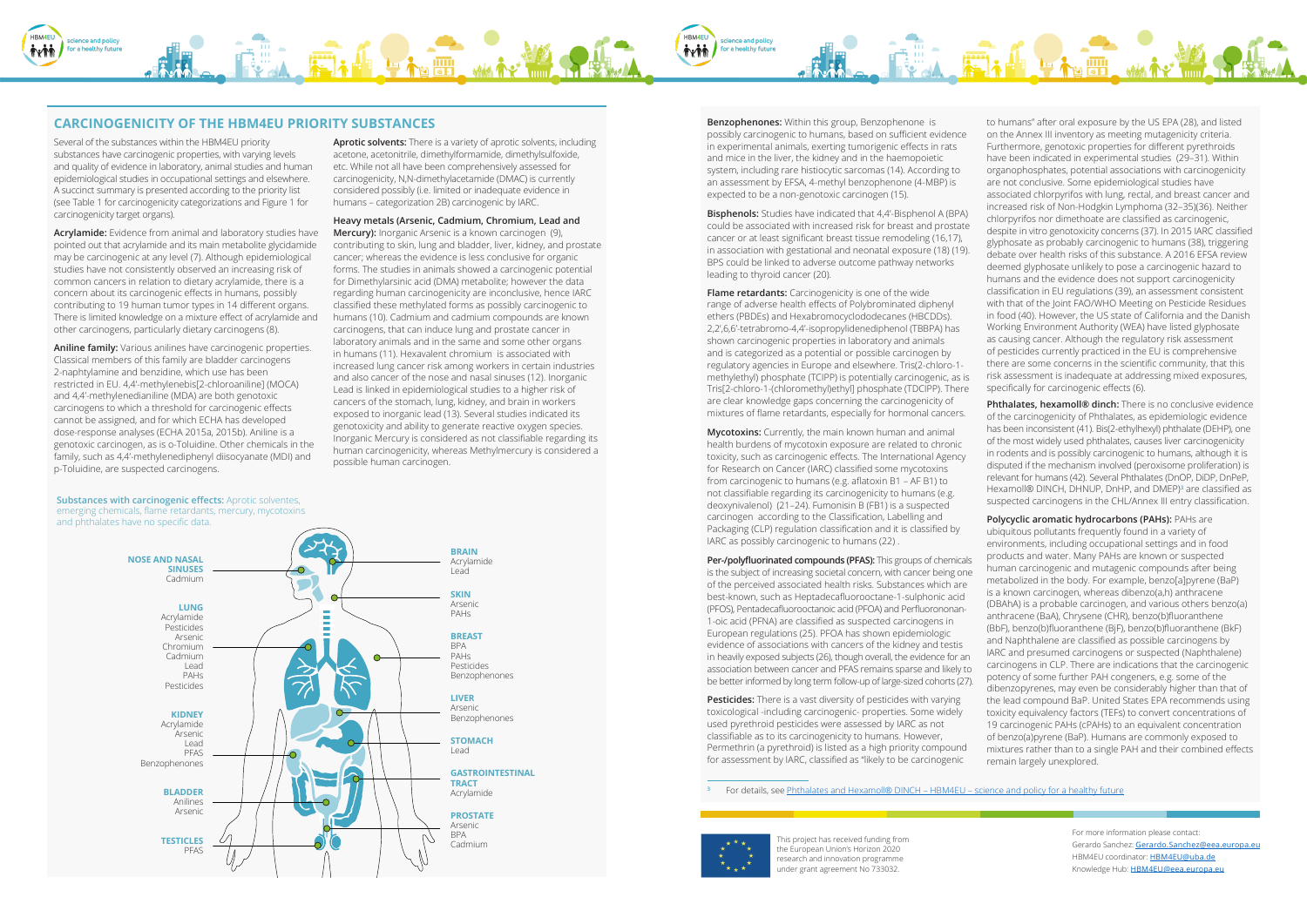## CARCINOGENICITY OF THE HBM4EU PRIORITY SUBSTANCES

Several of the substances within the HBM4EU priority substances have carcinogenic properties, with varying levels and quality of evidence in laboratory, animal studies and human epidemiological studies in occupational settings and elsewhere. A succinct summary is presented according to the priority list (see Table 1 for carcinogenicity categorizations and Figure 1 for carcinogenicity target organs).

**Acrylamide:** Evidence from animal and laboratory studies have pointed out that acrylamide and its main metabolite glycidamide may be carcinogenic at any level (7). Although epidemiological studies have not consistently observed an increasing risk of common cancers in relation to dietary acrylamide, there is a concern about its carcinogenic effects in humans, possibly contributing to 19 human tumor types in 14 different organs. There is limited knowledge on a mixture effect of acrylamide and other carcinogens, particularly dietary carcinogens (8).

**Aniline family:** Various anilines have carcinogenic properties. Classical members of this family are bladder carcinogens 2-naphtylamine and benzidine, which use has been restricted in EU. 4,4'-methylenebis[2-chloroaniline] (MOCA) and 4,4'-methylenedianiline (MDA) are both genotoxic carcinogens to which a threshold for carcinogenic effects cannot be assigned, and for which ECHA has developed dose-response analyses (ECHA 2015a, 2015b). Aniline is a genotoxic carcinogen, as is o-Toluidine. Other chemicals in the family, such as 4,4'-methylenediphenyl diisocyanate (MDI) and p-Toluidine, are suspected carcinogens.

**Aprotic solvents:** There is a variety of aprotic solvents, including acetone, acetonitrile, dimethylformamide, dimethylsulfoxide, etc. While not all have been comprehensively assessed for carcinogenicity, N,N-dimethylacetamide (DMAC) is currently considered possibly (i.e. limited or inadequate evidence in humans – categorization 2B) carcinogenic by IARC.

**Heavy metals (Arsenic, Cadmium, Chromium, Lead and Mercury):** Inorganic Arsenic is a known carcinogen (9), contributing to skin, lung and bladder, liver, kidney, and prostate cancer; whereas the evidence is less conclusive for organic forms. The studies in animals showed a carcinogenic potential for Dimethylarsinic acid (DMA) metabolite; however the data regarding human carcinogenicity are inconclusive, hence IARC classified these methylated forms as possibly carcinogenic to humans (10). Cadmium and cadmium compounds are known carcinogens, that can induce lung and prostate cancer in laboratory animals and in the same and some other organs in humans (11). Hexavalent chromium is associated with increased lung cancer risk among workers in certain industries and also cancer of the nose and nasal sinuses (12). Inorganic Lead is linked in epidemiological studies to a higher risk of cancers of the stomach, lung, kidney, and brain in workers exposed to inorganic lead (13). Several studies indicated its genotoxicity and ability to generate reactive oxygen species. Inorganic Mercury is considered as not classifiable regarding its human carcinogenicity, whereas Methylmercury is considered a possible human carcinogen.

**Substances with carcinogenic effects:** Aprotic solventes, emerging chemicals, flame retardants, mercury, mycotoxins and phthalates have no specific data.

| Organ | Substances |
|---|---|
| NOSE AND NASAL SINUSES | Cadmium |
| LUNG | Acrylamide, Pesticides, Arsenic, Chromium, Cadmium, Lead, PAHs, Pesticides |
| KIDNEY | Acrylamide, Arsenic, Lead, PFAS, Benzophenones |
| BLADDER | Anilines, Arsenic |
| TESTICLES | PFAS |
| BRAIN | Acrylamide, Lead |
| SKIN | Arsenic, PAHs |
| BREAST | BPA, PAHs, Pesticides, Benzophenones |
| LIVER | Arsenic, Benzophenones |
| STOMACH | Lead |
| GASTROINTESTINAL TRACT | Acrylamide |
| PROSTATE | Arsenic, BPA, Cadmium |

**Benzophenones:** Within this group, Benzophenone is possibly carcinogenic to humans, based on sufficient evidence in experimental animals, exerting tumorigenic effects in rats and mice in the liver, the kidney and in the haemopoietic system, including rare histiocytic sarcomas (14). According to an assessment by EFSA, 4-methyl benzophenone (4-MBP) is expected to be a non-genotoxic carcinogen (15).

**Bisphenols:** Studies have indicated that 4,4'-Bisphenol A (BPA) could be associated with increased risk for breast and prostate cancer or at least significant breast tissue remodeling (16,17), in association with gestational and neonatal exposure (18) (19). BPS could be linked to adverse outcome pathway networks leading to thyroid cancer (20).

**Flame retardants:** Carcinogenicity is one of the wide range of adverse health effects of Polybrominated diphenyl ethers (PBDEs) and Hexabromocyclododecanes (HBCDDs). 2,2',6,6'-tetrabromo-4,4'-isopropylidenediphenol (TBBPA) has shown carcinogenic properties in laboratory and animals and is categorized as a potential or possible carcinogen by regulatory agencies in Europe and elsewhere. Tris(2-chloro-1-methylethyl) phosphate (TCIPP) is potentially carcinogenic, as is Tris[2-chloro-1-(chloromethyl)ethyl] phosphate (TDCIPP). There are clear knowledge gaps concerning the carcinogenicity of mixtures of flame retardants, especially for hormonal cancers.

**Mycotoxins:** Currently, the main known human and animal health burdens of mycotoxin exposure are related to chronic toxicity, such as carcinogenic effects. The International Agency for Research on Cancer (IARC) classified some mycotoxins from carcinogenic to humans (e.g. aflatoxin B1 – AF B1) to not classifiable regarding its carcinogenicity to humans (e.g. deoxynivalenol) (21–24). Fumonisin B (FB1) is a suspected carcinogen according to the Classification, Labelling and Packaging (CLP) regulation classification and it is classified by IARC as possibly carcinogenic to humans (22) .

**Per-/polyfluorinated compounds (PFAS):** This groups of chemicals is the subject of increasing societal concern, with cancer being one of the perceived associated health risks. Substances which are best-known, such as Heptadecafluorooctane-1-sulphonic acid (PFOS), Pentadecafluorooctanoic acid (PFOA) and Perfluorononan-1-oic acid (PFNA) are classified as suspected carcinogens in European regulations (25). PFOA has shown epidemiologic evidence of associations with cancers of the kidney and testis in heavily exposed subjects (26), though overall, the evidence for an association between cancer and PFAS remains sparse and likely to be better informed by long term follow-up of large-sized cohorts (27).

**Pesticides:** There is a vast diversity of pesticides with varying toxicological -including carcinogenic- properties. Some widely used pyrethroid pesticides were assessed by IARC as not classifiable as to its carcinogenicity to humans. However, Permethrin (a pyrethroid) is listed as a high priority compound for assessment by IARC, classified as "likely to be carcinogenic to humans" after oral exposure by the US EPA (28), and listed on the Annex III inventory as meeting mutagenicity criteria. Furthermore, genotoxic properties for different pyrethroids have been indicated in experimental studies (29–31). Within organophosphates, potential associations with carcinogenicity are not conclusive. Some epidemiological studies have associated chlorpyrifos with lung, rectal, and breast cancer and increased risk of Non-Hodgkin Lymphoma (32–35)(36). Neither chlorpyrifos nor dimethoate are classified as carcinogenic, despite in vitro genotoxicity concerns (37). In 2015 IARC classified glyphosate as probably carcinogenic to humans (38), triggering debate over health risks of this substance. A 2016 EFSA review deemed glyphosate unlikely to pose a carcinogenic hazard to humans and the evidence does not support carcinogenicity classification in EU regulations (39), an assessment consistent with that of the Joint FAO/WHO Meeting on Pesticide Residues in food (40). However, the US state of California and the Danish Working Environment Authority (WEA) have listed glyphosate as causing cancer. Although the regulatory risk assessment of pesticides currently practiced in the EU is comprehensive there are some concerns in the scientific community, that this risk assessment is inadequate at addressing mixed exposures, specifically for carcinogenic effects (6).

**Phthalates, hexamoll® dinch:** There is no conclusive evidence of the carcinogenicity of Phthalates, as epidemiologic evidence has been inconsistent (41). Bis(2-ethylhexyl) phthalate (DEHP), one of the most widely used phthalates, causes liver carcinogenicity in rodents and is possibly carcinogenic to humans, although it is disputed if the mechanism involved (peroxisome proliferation) is relevant for humans (42). Several Phthalates (DnOP, DiDP, DnPeP, Hexamoll® DINCH, DHNUP, DnHP, and DMEP)[3] are classified as suspected carcinogens in the CHL/Annex III entry classification.

**Polycyclic aromatic hydrocarbons (PAHs):** PAHs are ubiquitous pollutants frequently found in a variety of environments, including occupational settings and in food products and water. Many PAHs are known or suspected human carcinogenic and mutagenic compounds after being metabolized in the body. For example, benzo[a]pyrene (BaP) is a known carcinogen, whereas dibenzo(a,h) anthracene (DBAhA) is a probable carcinogen, and various others benzo(a) anthracene (BaA), Chrysene (CHR), benzo(b)fluoranthene (BbF), benzo(b)fluoranthene (BjF), benzo(b)fluoranthene (BkF) and Naphthalene are classified as possible carcinogens by IARC and presumed carcinogens or suspected (Naphthalene) carcinogens in CLP. There are indications that the carcinogenic potency of some further PAH congeners, e.g. some of the dibenzopyrenes, may even be considerably higher than that of the lead compound BaP. United States EPA recommends using toxicity equivalency factors (TEFs) to convert concentrations of 19 carcinogenic PAHs (cPAHs) to an equivalent concentration of benzo(a)pyrene (BaP). Humans are commonly exposed to mixtures rather than to a single PAH and their combined effects remain largely unexplored.

[3] For details, see Phthalates and Hexamoll® DINCH – HBM4EU – science and policy for a healthy future

This project has received funding from the European Union's Horizon 2020 research and innovation programme under grant agreement No 733032.

For more information please contact:
Gerardo Sanchez: Gerardo.Sanchez@eea.europa.eu
HBM4EU coordinator: HBM4EU@uba.de
Knowledge Hub: HBM4EU@eea.europa.eu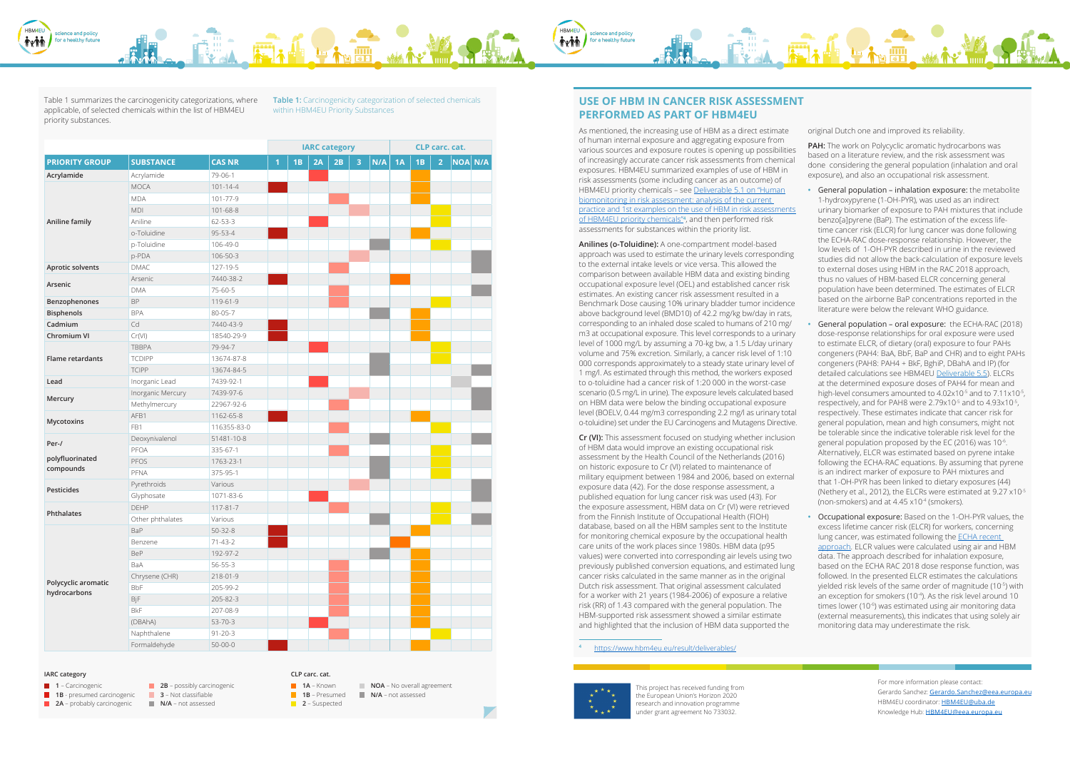Table 1 summarizes the carcinogenicity categorizations, where applicable, of selected chemicals within the list of HBM4EU priority substances.

**Table 1:** Carcinogenicity categorization of selected chemicals within HBM4EU Priority Substances

| | | | IARC category | | | | | | CLP carc. cat. | | | | |
|---|---|---|---|---|---|---|---|---|---|---|---|---|---|
| **PRIORITY GROUP** | **SUBSTANCE** | **CAS NR** | **1** | **1B** | **2A** | **2B** | **3** | **N/A** | **1A** | **1B** | **2** | **NOA** | **N/A** |
| **Acrylamide** | Acrylamide | 79-06-1 | | | X | | | | | X | | | |
| **Aniline family** | MOCA | 101-14-4 | X | | | | | | | X | | | |
| | MDA | 101-77-9 | | | | X | | | | X | | | |
| | MDI | 101-68-8 | | | | | X | | | | X | | |
| | Aniline | 62-53-3 | | | X | | | | | | X | | |
| | o-Toluidine | 95-53-4 | X | | | | | | | X | | | |
| | p-Toluidine | 106-49-0 | | | | | | X | | | X | | |
| | p-PDA | 106-50-3 | | | | | X | | | | | | X |
| **Aprotic solvents** | DMAC | 127-19-5 | | | | X | | | | | | | X |
| **Arsenic** | Arsenic | 7440-38-2 | X | | | | | | X | | | | |
| | DMA | 75-60-5 | | | | X | | | | | | | X |
| **Benzophenones** | BP | 119-61-9 | | | | X | | | | | X | | |
| **Bisphenols** | BPA | 80-05-7 | | | | | | X | | X | | | |
| **Cadmium** | Cd | 7440-43-9 | X | | | | | | | X | | | |
| **Chromium VI** | Cr(VI) | 18540-29-9 | X | | | | | | | X | | | |
| **Flame retardants** | TBBPA | 79-94-7 | | | X | | | | | | X | | |
| | TCDIPP | 13674-87-8 | | | | | | X | | | X | | |
| | TCIPP | 13674-84-5 | | | | | | X | | | | | X |
| **Lead** | Inorganic Lead | 7439-92-1 | | | X | | | | | | | X | |
| **Mercury** | Inorganic Mercury | 7439-97-6 | | | | | X | | | | | | X |
| | Methylmercury | 22967-92-6 | | | | X | | | | | | | X |
| **Mycotoxins** | AFB1 | 1162-65-8 | X | | | | | | | X | | | |
| | FB1 | 116355-83-0 | | | | X | | | | | X | | |
| **Per-/polyfluorinated compounds** | Deoxynivalenol | 51481-10-8 | | | | | | X | | | | | X |
| | PFOA | 335-67-1 | | | | X | | | | | X | | |
| | PFOS | 1763-23-1 | | | | | | X | | | X | | |
| | PFNA | 375-95-1 | | | | | | X | | | X | | |
| **Pesticides** | Pyrethroids | Various | | | | | X | | | | | | X |
| | Glyphosate | 1071-83-6 | | | X | | | | | | | | X |
| **Phthalates** | DEHP | 117-81-7 | | | | X | | | | | X | | |
| | Other phthalates | Various | | | | | | X | | | | | X |
| **Polycyclic aromatic hydrocarbons** | BaP | 50-32-8 | X | | | | | | | X | | | |
| | Benzene | 71-43-2 | X | | | | | | X | | | | |
| | BeP | 192-97-2 | | | | | | X | | X | | | |
| | BaA | 56-55-3 | | | | X | | | | X | | | |
| | Chrysene (CHR) | 218-01-9 | | | | X | | | | X | | | |
| | BbF | 205-99-2 | | | | X | | | | X | | | |
| | BjF | 205-82-3 | | | | X | | | | X | | | |
| | BkF | 207-08-9 | | | | X | | | | X | | | |
| | (DBAhA) | 53-70-3 | | | X | | | | | X | | | |
| | Naphthalene | 91-20-3 | | | | X | | | | | X | | |
| | Formaldehyde | 50-00-0 | X | | | | | | | X | | | |

**IARC category**
- 1 – Carcinogenic
- 1B – presumed carcinogenic
- 2A – probably carcinogenic
- 2B – possibly carcinogenic
- 3 – Not classifiable
- N/A – not assessed

**CLP carc. cat.**
- 1A – Known
- 1B – Presumed
- 2 – Suspected
- NOA – No overall agreement
- N/A – not assessed

## USE OF HBM IN CANCER RISK ASSESSMENT PERFORMED AS PART OF HBM4EU

As mentioned, the increasing use of HBM as a direct estimate of human internal exposure and aggregating exposure from various sources and exposure routes is opening up possibilities of increasingly accurate cancer risk assessments from chemical exposures. HBM4EU summarized examples of use of HBM in risk assessments (some including cancer as an outcome) of HBM4EU priority chemicals – see Deliverable 5.1 on "Human biomonitoring in risk assessment: analysis of the current practice and 1st examples on the use of HBM in risk assessments of HBM4EU priority chemicals"[4], and then performed risk assessments for substances within the priority list.

**Anilines (o-Toluidine):** A one-compartment model-based approach was used to estimate the urinary levels corresponding to the external intake levels or vice versa. This allowed the comparison between available HBM data and existing binding occupational exposure level (OEL) and established cancer risk estimates. An existing cancer risk assessment resulted in a Benchmark Dose causing 10% urinary bladder tumor incidence above background level (BMD10) of 42.2 mg/kg bw/day in rats, corresponding to an inhaled dose scaled to humans of 210 mg/m3 at occupational exposure. This level corresponds to a urinary level of 1000 mg/L by assuming a 70-kg bw, a 1.5 L/day urinary volume and 75% excretion. Similarly, a cancer risk level of 1:10 000 corresponds approximately to a steady state urinary level of 1 mg/l. As estimated through this method, the workers exposed to o-toluidine had a cancer risk of 1:20 000 in the worst-case scenario (0.5 mg/L in urine). The exposure levels calculated based on HBM data were below the binding occupational exposure level (BOELV, 0.44 mg/m3 corresponding 2.2 mg/l as urinary total o-toluidine) set under the EU Carcinogens and Mutagens Directive.

**Cr (VI):** This assessment focused on studying whether inclusion of HBM data would improve an existing occupational risk assessment by the Health Council of the Netherlands (2016) on historic exposure to Cr (VI) related to maintenance of military equipment between 1984 and 2006, based on external exposure data (42). For the dose response assessment, a published equation for lung cancer risk was used (43). For the exposure assessment, HBM data on Cr (VI) were retrieved from the Finnish Institute of Occupational Health (FIOH) database, based on all the HBM samples sent to the Institute for monitoring chemical exposure by the occupational health care units of the work places since 1980s. HBM data (p95 values) were converted into corresponding air levels using two previously published conversion equations, and estimated lung cancer risks calculated in the same manner as in the original Dutch risk assessment. That original assessment calculated for a worker with 21 years (1984-2006) of exposure a relative risk (RR) of 1.43 compared with the general population. The HBM-supported risk assessment showed a similar estimate and highlighted that the inclusion of HBM data supported the original Dutch one and improved its reliability.

**PAH:** The work on Polycyclic aromatic hydrocarbons was based on a literature review, and the risk assessment was done considering the general population (inhalation and oral exposure), and also an occupational risk assessment.

- **General population – inhalation exposure:** the metabolite 1-hydroxypyrene (1-OH-PYR), was used as an indirect urinary biomarker of exposure to PAH mixtures that include benzo[a]pyrene (BaP). The estimation of the excess life-time cancer risk (ELCR) for lung cancer was done following the ECHA-RAC dose-response relationship. However, the low levels of 1-OH-PYR described in urine in the reviewed studies did not allow the back-calculation of exposure levels to external doses using HBM in the RAC 2018 approach, thus no values of HBM-based ELCR concerning general population have been determined. The estimates of ELCR based on the airborne BaP concentrations reported in the literature were below the relevant WHO guidance.
- **General population – oral exposure:** the ECHA-RAC (2018) dose-response relationships for oral exposure were used to estimate ELCR, of dietary (oral) exposure to four PAHs congeners (PAH4: BaA, BbF, BaP and CHR) and to eight PAHs congeners (PAH8: PAH4 + BkF, BghiP, DBahA and IP) (for detailed calculations see HBM4EU Deliverable 5.5). ELCRs at the determined exposure doses of PAH4 for mean and high-level consumers amounted to $4.02\times10^{-5}$ and to $7.11\times10^{-5}$, respectively, and for PAH8 were $2.79\times10^{-5}$ and to $4.93\times10^{-5}$, respectively. These estimates indicate that cancer risk for general population, mean and high consumers, might not be tolerable since the indicative tolerable risk level for the general population proposed by the EC (2016) was $10^{-6}$. Alternatively, ELCR was estimated based on pyrene intake following the ECHA-RAC equations. By assuming that pyrene is an indirect marker of exposure to PAH mixtures and that 1-OH-PYR has been linked to dietary exposures (44) (Nethery et al., 2012), the ELCRs were estimated at $9.27\times10^{-5}$ (non-smokers) and at $4.45\times10^{-4}$ (smokers).
- **Occupational exposure:** Based on the 1-OH-PYR values, the excess lifetime cancer risk (ELCR) for workers, concerning lung cancer, was estimated following the ECHA recent approach. ELCR values were calculated using air and HBM data. The approach described for inhalation exposure, based on the ECHA RAC 2018 dose response function, was followed. In the presented ELCR estimates the calculations yielded risk levels of the same order of magnitude ($10^{-5}$) with an exception for smokers ($10^{-4}$). As the risk level around 10 times lower ($10^{-6}$) was estimated using air monitoring data (external measurements), this indicates that using solely air monitoring data may underestimate the risk.

[4] https://www.hbm4eu.eu/result/deliverables/

This project has received funding from the European Union's Horizon 2020 research and innovation programme under grant agreement No 733032.

For more information please contact:
Gerardo Sanchez: Gerardo.Sanchez@eea.europa.eu
HBM4EU coordinator: HBM4EU@uba.de
Knowledge Hub: HBM4EU@eea.europa.eu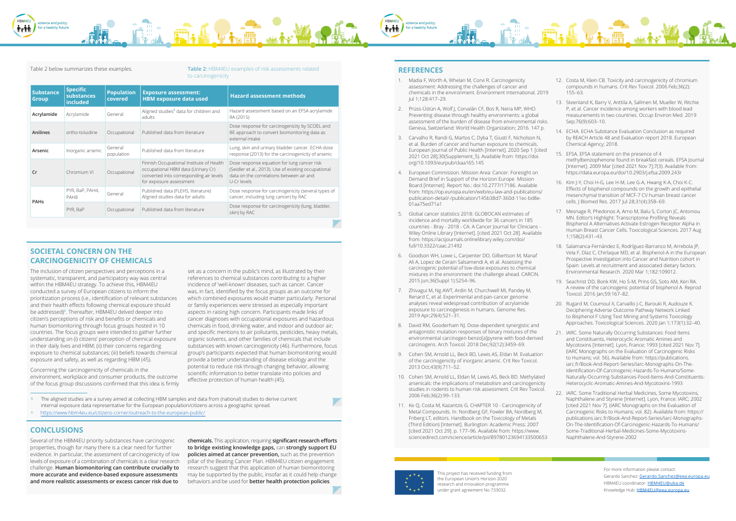Table 2 below summarizes these examples.

**Table 2:** HBM4EU examples of risk assessments related to carcinogenicity

| Substance Group | Specific substances included | Population covered | Exposure assessment: HBM exposure data used | Hazard assessment methods |
|---|---|---|---|---|
| Acrylamide | Acrylamide | General | Aligned studies[5] data for children and adults | Hazard assessment based on an EFSA acrylamide RA (2015) |
| Anilines | ortho-toluidine | Occupational | Published data from literature | Dose response for carcinogenicity by SCOEL and BE approach to convert biomonitoring data as external intake |
| Arsenic | Inorganic arsenic | General population | Published data from literature | Lung, skin and urinary bladder cancer. ECHA dose response (2013) for the carcinogenicity of arsenic |
| Cr | Chromium VI | Occupational | Finnish Occupational Institute of Health occupational HBM data (Urinary Cr) converted into corresponding air levels for exposure assessment | Dose response equation for lung cancer risk (Seidler et al., 2013). Use of existing occupational data on the correlations between air and U-Cr levels |
| PAHs | PYR, BaP, PAH4, PAH8 | General | Published data (FLEHS, literature) Aligned studies data for adults | Dose response for carcinogenicity (several types of cancer, including lung cancer) by RAC |
| | PYR, BaP | Occupational | Published data from literature | Dose response for carcinogenicity (lung, bladder, skin) by RAC |

## SOCIETAL CONCERN ON THE CARCINOGENICITY OF CHEMICALS

The inclusion of citizen perspectives and perceptions in a systematic, transparent, and participatory way was central within the HBM4EU strategy. To achieve this, HBM4EU conducted a survey of European citizens to inform the prioritization process (i.e., identification of relevant substances and their health effects following chemical exposure should be addressed)[6]. Thereafter, HBM4EU delved deeper into citizen's perceptions of risk and benefits or chemicals and human biomonitoring through focus groups hosted in 10 countries. The focus groups were intended to gather further understanding on (i) citizens' perception of chemical exposure in their daily lives and HBM; (ii) their concerns regarding exposure to chemical substances; (iii) beliefs towards chemical exposure and safety, as well as regarding HBM (45).

Concerning the carcinogenicity of chemicals in the environment, workplace and consumer products, the outcome of the focus group discussions confirmed that this idea is firmly set as a concern in the public's mind, as illustrated by their references to chemical substances contributing to a higher incidence of 'well-known' diseases, such as cancer. Cancer was, in fact, identified by the focus groups as an outcome for which combined exposures would matter particularly. Personal or family experiences were stressed as especially important aspects in raising high concern. Participants made links of cancer diagnoses with occupational exposures and hazardous chemicals in food, drinking water, and indoor and outdoor air; and specific mentions to air pollutants, pesticides, heavy metals, organic solvents, and other families of chemicals that include substances with known carcinogenicity (46). Furthermore, focus group's participants expected that human biomonitoring would provide a better understanding of disease etiology and the potential to reduce risk through changing behavior, allowing scientific information to better translate into policies and effective protection of human health (45).

[5] The aligned studies are a survey aimed at collecting HBM samples and data from (national) studies to derive current internal exposure data representative for the European population/citizens across a geographic spread.

[6] https://www.hbm4eu.eu/citizens-corner/outreach-to-the-european-public/

## CONCLUSIONS

Several of the HBM4EU priority substances have carcinogenic properties, though for many there is a clear need for further evidence. In particular, the assessment of carcinogenicity of low levels of exposure of a combination of chemicals is a clear research challenge. **Human biomonitoring can contribute crucially to more accurate and evidence-based exposure assessments and more realistic assessments or excess cancer risk due to chemicals.** This application, requiring **significant research efforts to bridge existing knowledge gaps,** can **strongly support EU policies aimed at cancer prevention,** such as the prevention pillar of the Beating Cancer Plan. HBM4EU citizen engagement research suggest that this application of human biomonitoring may be supported by the public, insofar as it could help change behaviors and be used for **better health protection policies**.

## REFERENCES

1. Madia F, Worth A, Whelan M, Corvi R. Carcinogenicity assessment: Addressing the challenges of cancer and chemicals in the environment. Environment International. 2019 Jul 1;128:417–29.
2. Prüss-Üstün A, Wolf J, Corvalán CF, Bos R, Neira MP, WHO. Preventing disease through healthy environments: a global assessment of the burden of disease from environmental risks. Geneva, Switzerland: World Health Organization; 2016. 147 p.
3. Carvalho R, Randi G, Martos C, Dyba T, Giusti F, Nicholson N, et al. Burden of cancer and human exposure to chemicals. European Journal of Public Health [Internet]. 2020 Sep 1 [cited 2021 Oct 28];30(Supplement_5). Available from: https://doi.org/10.1093/eurpub/ckaa165.145
4. European Commission. Mission Area: Cancer. Foresight on Demand Brief in Support of the Horizon Europe Mission Board [Internet]. Report No.: doi:10.2777/17186. Available from: https://op.europa.eu/en/web/eu-law-and-publications/publication-detail/-/publication/145b38d7-360d-11ec-bd8e-01aa75ed71a1
5. Global cancer statistics 2018: GLOBOCAN estimates of incidence and mortality worldwide for 36 cancers in 185 countries - Bray - 2018 - CA: A Cancer Journal for Clinicians - Wiley Online Library [Internet]. [cited 2021 Oct 28]. Available from: https://acsjournals.onlinelibrary.wiley.com/doi/full/10.3322/caac.21492
6. Goodson WH, Lowe L, Carpenter DO, Gilbertson M, Manaf Ali A, Lopez de Cerain Salsamendi A, et al. Assessing the carcinogenic potential of low-dose exposures to chemical mixtures in the environment: the challenge ahead. CARCIN. 2015 Jun;36(Suppl 1):S254–96.
7. Zhivagui M, Ng AWT, Ardin M, Churchwell MI, Pandey M, Renard C, et al. Experimental and pan-cancer genome analyses reveal widespread contribution of acrylamide exposure to carcinogenesis in humans. Genome Res. 2019 Apr;29(4):521–31.
8. David RM, Gooderham NJ. Dose-dependent synergistic and antagonistic mutation responses of binary mixtures of the environmental carcinogen benzo[a]pyrene with food-derived carcinogens. Arch Toxicol. 2018 Dec;92(12):3459–69.
9. Cohen SM, Arnold LL, Beck BD, Lewis AS, Eldan M. Evaluation of the carcinogenicity of inorganic arsenic. Crit Rev Toxicol. 2013 Oct;43(9):711–52.
10. Cohen SM, Arnold LL, Eldan M, Lewis AS, Beck BD. Methylated arsenicals: the implications of metabolism and carcinogenicity studies in rodents to human risk assessment. Crit Rev Toxicol. 2006 Feb;36(2):99–133.
11. Ke Q, Costa M, Kazantzis G. CHAPTER 10 - Carcinogenicity of Metal Compounds. In: Nordberg GF, Fowler BA, Nordberg M, Friberg LT, editors. Handbook on the Toxicology of Metals (Third Edition) [Internet]. Burlington: Academic Press; 2007 [cited 2021 Oct 29]. p. 177–96. Available from: https://www.sciencedirect.com/science/article/pii/B9780123694133500653
12. Costa M, Klein CB. Toxicity and carcinogenicity of chromium compounds in humans. Crit Rev Toxicol. 2006 Feb;36(2): 155–63.
13. Steenland K, Barry V, Anttila A, Sallmen M, Mueller W, Ritchie P, et al. Cancer incidence among workers with blood lead measurements in two countries. Occup Environ Med. 2019 Sep;76(9):603–10.
14. ECHA. ECHA Substance Evaluation Conclusion as required by REACH Article 48 and Evaluation report 2018. European Chemical Agency; 2018.
15. EFSA. EFSA statement on the presence of 4 methylbenzophenone found in breakfast cereals. EFSA Journal [Internet]. 2009 Mar [cited 2021 Nov 7];7(3). Available from: https://data.europa.eu/doi/10.2903/j.efsa.2009.243r
16. Kim J-Y, Choi H-G, Lee H-M, Lee G-A, Hwang K-A, Choi K-C. Effects of bisphenol compounds on the growth and epithelial mesenchymal transition of MCF-7 CV human breast cancer cells. J Biomed Res. 2017 Jul 28;31(4):358–69.
17. Mesnage R, Phedonos A, Arno M, Balu S, Corton JC, Antoniou MN. Editor's Highlight: Transcriptome Profiling Reveals Bisphenol A Alternatives Activate Estrogen Receptor Alpha in Human Breast Cancer Cells. Toxicological Sciences. 2017 Aug 1;158(2):431–43.
18. Salamanca-Fernández E, Rodríguez-Barranco M, Arrebola JP, Vela F, Díaz C, Chirlaque MD, et al. Bisphenol-A in the European Prospective Investigation into Cancer and Nutrition cohort in Spain: Levels at recruitment and associated dietary factors. Environmental Research. 2020 Mar 1;182:109012.
19. Seachrist DD, Bonk KW, Ho S-M, Prins GS, Soto AM, Keri RA. A review of the carcinogenic potential of bisphenol A. Reprod Toxicol. 2016 Jan;59:167–82.
20. Rugard M, Coumoul X, Carvaillo J-C, Barouki R, Audouze K. Deciphering Adverse Outcome Pathway Network Linked to Bisphenol F Using Text Mining and Systems Toxicology Approaches. Toxicological Sciences. 2020 Jan 1;173(1):32–40.
21. IARC. Some Naturally Occurring Substances: Food Items and Constituents, Heterocyclic Aromatic Amines and Mycotoxins [Internet]. Lyon, France; 1993 [cited 2021 Nov 7]. (IARC Monographs on the Evaluation of Carcinogenic Risks to Humans; vol. 56). Available from: https://publications.iarc.fr/Book-And-Report-Series/Iarc-Monographs-On-The-Identification-Of-Carcinogenic-Hazards-To-Humans/Some-Naturally-Occurring-Substances-Food-Items-And-Constituents-Heterocyclic-Aromatic-Amines-And-Mycotoxins-1993
22. IARC. Some Traditional Herbal Medicines, Some Mycotoxins, Naphthalene and Styrene [Internet]. Lyon, France: IARC; 2002 [cited 2021 Nov 7]. (IARC Monographs on the Evaluation of Carcinogenic Risks to Humans; vol. 82). Available from: https://publications.iarc.fr/Book-And-Report-Series/Iarc-Monographs-On-The-Identification-Of-Carcinogenic-Hazards-To-Humans/Some-Traditional-Herbal-Medicines-Some-Mycotoxins-Naphthalene-And-Styrene-2002

This project has received funding from the European Union's Horizon 2020 research and innovation programme under grant agreement No 733032.

For more information please contact:
Gerardo Sanchez: Gerardo.Sanchez@eea.europa.eu
HBM4EU coordinator: HBM4EU@uba.de
Knowledge Hub: HBM4EU@eea.europa.eu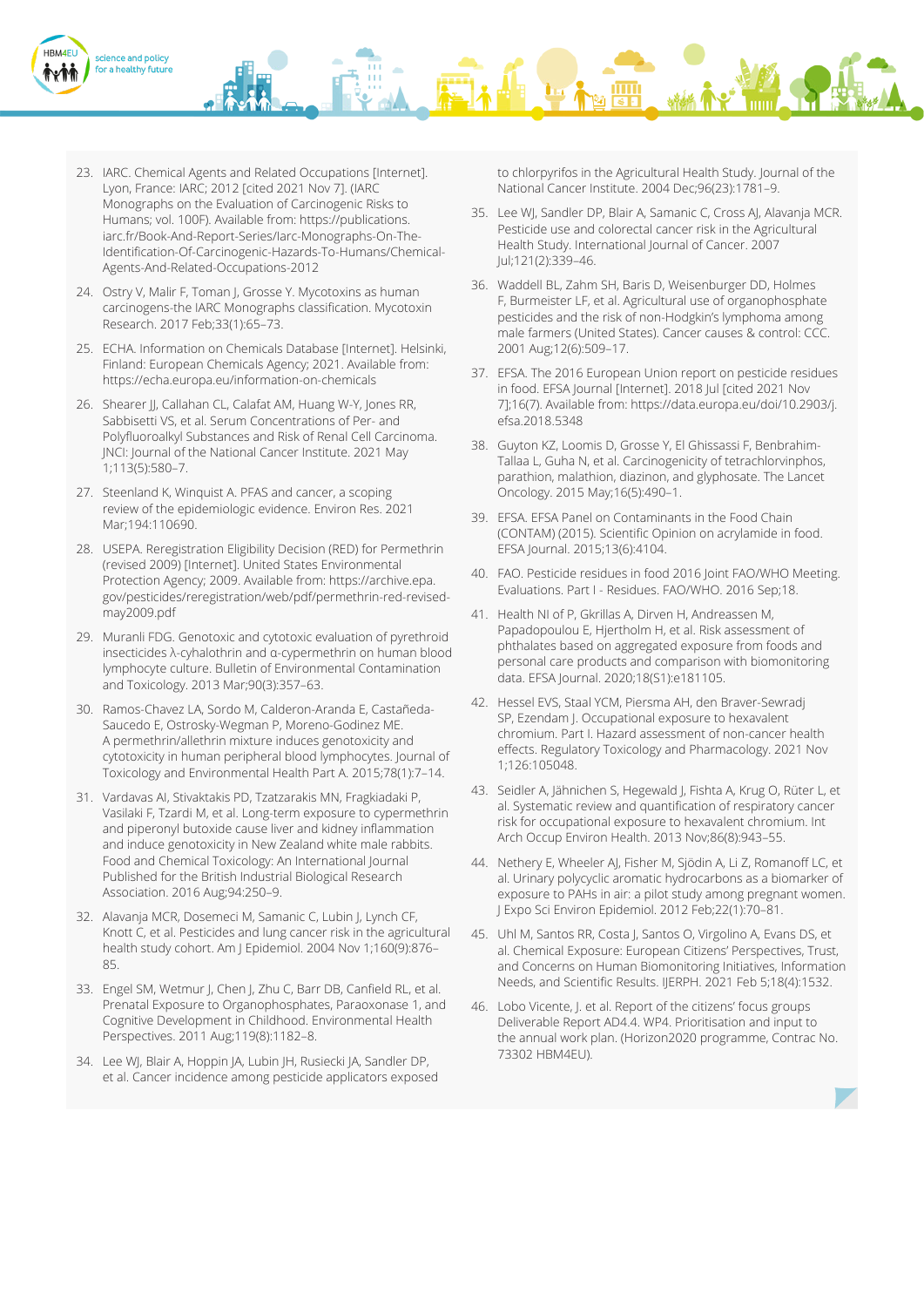23. IARC. Chemical Agents and Related Occupations [Internet]. Lyon, France: IARC; 2012 [cited 2021 Nov 7]. (IARC Monographs on the Evaluation of Carcinogenic Risks to Humans; vol. 100F). Available from: https://publications.iarc.fr/Book-And-Report-Series/Iarc-Monographs-On-The-Identification-Of-Carcinogenic-Hazards-To-Humans/Chemical-Agents-And-Related-Occupations-2012
24. Ostry V, Malir F, Toman J, Grosse Y. Mycotoxins as human carcinogens-the IARC Monographs classification. Mycotoxin Research. 2017 Feb;33(1):65–73.
25. ECHA. Information on Chemicals Database [Internet]. Helsinki, Finland: European Chemicals Agency; 2021. Available from: https://echa.europa.eu/information-on-chemicals
26. Shearer JJ, Callahan CL, Calafat AM, Huang W-Y, Jones RR, Sabbisetti VS, et al. Serum Concentrations of Per- and Polyfluoroalkyl Substances and Risk of Renal Cell Carcinoma. JNCI: Journal of the National Cancer Institute. 2021 May 1;113(5):580–7.
27. Steenland K, Winquist A. PFAS and cancer, a scoping review of the epidemiologic evidence. Environ Res. 2021 Mar;194:110690.
28. USEPA. Reregistration Eligibility Decision (RED) for Permethrin (revised 2009) [Internet]. United States Environmental Protection Agency; 2009. Available from: https://archive.epa.gov/pesticides/reregistration/web/pdf/permethrin-red-revised-may2009.pdf
29. Muranli FDG. Genotoxic and cytotoxic evaluation of pyrethroid insecticides λ-cyhalothrin and α-cypermethrin on human blood lymphocyte culture. Bulletin of Environmental Contamination and Toxicology. 2013 Mar;90(3):357–63.
30. Ramos-Chavez LA, Sordo M, Calderon-Aranda E, Castañeda-Saucedo E, Ostrosky-Wegman P, Moreno-Godinez ME. A permethrin/allethrin mixture induces genotoxicity and cytotoxicity in human peripheral blood lymphocytes. Journal of Toxicology and Environmental Health Part A. 2015;78(1):7–14.
31. Vardavas AI, Stivaktakis PD, Tzatzarakis MN, Fragkiadaki P, Vasilaki F, Tzardi M, et al. Long-term exposure to cypermethrin and piperonyl butoxide cause liver and kidney inflammation and induce genotoxicity in New Zealand white male rabbits. Food and Chemical Toxicology: An International Journal Published for the British Industrial Biological Research Association. 2016 Aug;94:250–9.
32. Alavanja MCR, Dosemeci M, Samanic C, Lubin J, Lynch CF, Knott C, et al. Pesticides and lung cancer risk in the agricultural health study cohort. Am J Epidemiol. 2004 Nov 1;160(9):876–85.
33. Engel SM, Wetmur J, Chen J, Zhu C, Barr DB, Canfield RL, et al. Prenatal Exposure to Organophosphates, Paraoxonase 1, and Cognitive Development in Childhood. Environmental Health Perspectives. 2011 Aug;119(8):1182–8.
34. Lee WJ, Blair A, Hoppin JA, Lubin JH, Rusiecki JA, Sandler DP, et al. Cancer incidence among pesticide applicators exposed to chlorpyrifos in the Agricultural Health Study. Journal of the National Cancer Institute. 2004 Dec;96(23):1781–9.
35. Lee WJ, Sandler DP, Blair A, Samanic C, Cross AJ, Alavanja MCR. Pesticide use and colorectal cancer risk in the Agricultural Health Study. International Journal of Cancer. 2007 Jul;121(2):339–46.
36. Waddell BL, Zahm SH, Baris D, Weisenburger DD, Holmes F, Burmeister LF, et al. Agricultural use of organophosphate pesticides and the risk of non-Hodgkin's lymphoma among male farmers (United States). Cancer causes & control: CCC. 2001 Aug;12(6):509–17.
37. EFSA. The 2016 European Union report on pesticide residues in food. EFSA Journal [Internet]. 2018 Jul [cited 2021 Nov 7];16(7). Available from: https://data.europa.eu/doi/10.2903/j.efsa.2018.5348
38. Guyton KZ, Loomis D, Grosse Y, El Ghissassi F, Benbrahim-Tallaa L, Guha N, et al. Carcinogenicity of tetrachlorvinphos, parathion, malathion, diazinon, and glyphosate. The Lancet Oncology. 2015 May;16(5):490–1.
39. EFSA. EFSA Panel on Contaminants in the Food Chain (CONTAM) (2015). Scientific Opinion on acrylamide in food. EFSA Journal. 2015;13(6):4104.
40. FAO. Pesticide residues in food 2016 Joint FAO/WHO Meeting. Evaluations. Part I - Residues. FAO/WHO. 2016 Sep;18.
41. Health NI of P, Gkrillas A, Dirven H, Andreassen M, Papadopoulou E, Hjertholm H, et al. Risk assessment of phthalates based on aggregated exposure from foods and personal care products and comparison with biomonitoring data. EFSA Journal. 2020;18(S1):e181105.
42. Hessel EVS, Staal YCM, Piersma AH, den Braver-Sewradj SP, Ezendam J. Occupational exposure to hexavalent chromium. Part I. Hazard assessment of non-cancer health effects. Regulatory Toxicology and Pharmacology. 2021 Nov 1;126:105048.
43. Seidler A, Jähnichen S, Hegewald J, Fishta A, Krug O, Rüter L, et al. Systematic review and quantification of respiratory cancer risk for occupational exposure to hexavalent chromium. Int Arch Occup Environ Health. 2013 Nov;86(8):943–55.
44. Nethery E, Wheeler AJ, Fisher M, Sjödin A, Li Z, Romanoff LC, et al. Urinary polycyclic aromatic hydrocarbons as a biomarker of exposure to PAHs in air: a pilot study among pregnant women. J Expo Sci Environ Epidemiol. 2012 Feb;22(1):70–81.
45. Uhl M, Santos RR, Costa J, Santos O, Virgolino A, Evans DS, et al. Chemical Exposure: European Citizens' Perspectives, Trust, and Concerns on Human Biomonitoring Initiatives, Information Needs, and Scientific Results. IJERPH. 2021 Feb 5;18(4):1532.
46. Lobo Vicente, J. et al. Report of the citizens' focus groups Deliverable Report AD4.4. WP4. Prioritisation and input to the annual work plan. (Horizon2020 programme, Contrac No. 73302 HBM4EU).